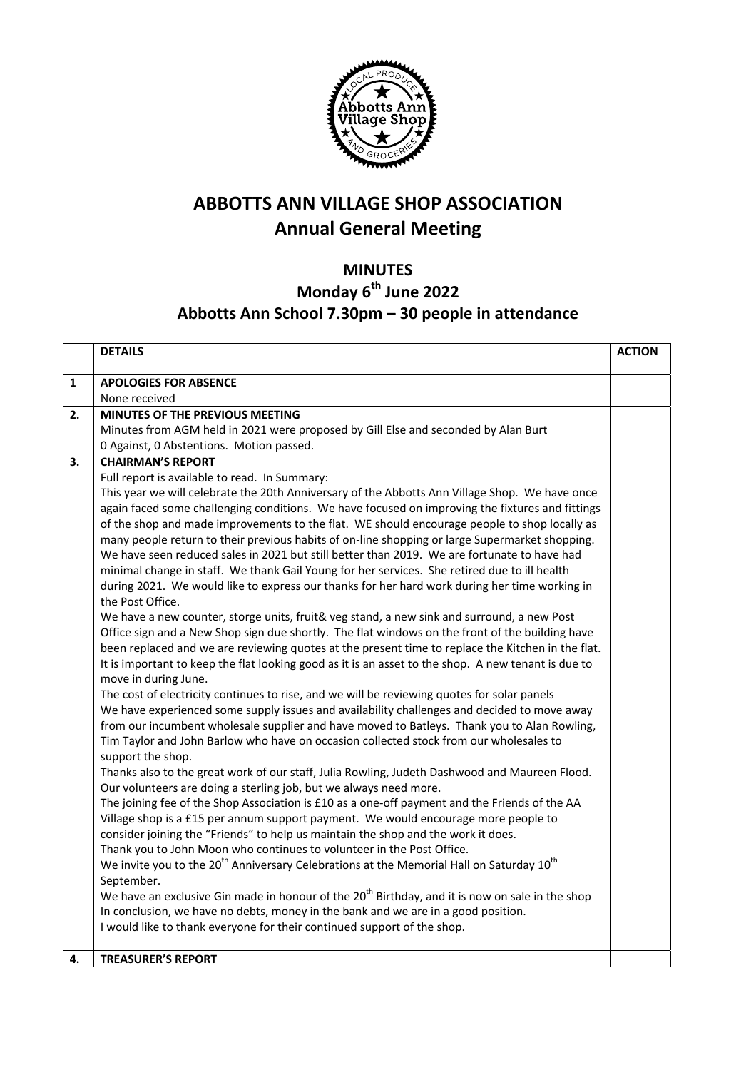# ABBOTTS ANN VILLAGE SHOP ASSOCIATION
# Annual General Meeting

## MINUTES
## Monday 6th June 2022
## Abbotts Ann School 7.30pm – 30 people in attendance

| | DETAILS | ACTION |
|---|---|---|
| 1 | **APOLOGIES FOR ABSENCE**<br>None received | |
| 2. | **MINUTES OF THE PREVIOUS MEETING**<br>Minutes from AGM held in 2021 were proposed by Gill Else and seconded by Alan Burt<br>0 Against, 0 Abstentions. Motion passed. | |
| 3. | **CHAIRMAN'S REPORT**<br>Full report is available to read. In Summary:<br>This year we will celebrate the 20th Anniversary of the Abbotts Ann Village Shop. We have once again faced some challenging conditions. We have focused on improving the fixtures and fittings of the shop and made improvements to the flat. WE should encourage people to shop locally as many people return to their previous habits of on-line shopping or large Supermarket shopping. We have seen reduced sales in 2021 but still better than 2019. We are fortunate to have had minimal change in staff. We thank Gail Young for her services. She retired due to ill health during 2021. We would like to express our thanks for her hard work during her time working in the Post Office.<br>We have a new counter, storge units, fruit& veg stand, a new sink and surround, a new Post Office sign and a New Shop sign due shortly. The flat windows on the front of the building have been replaced and we are reviewing quotes at the present time to replace the Kitchen in the flat. It is important to keep the flat looking good as it is an asset to the shop. A new tenant is due to move in during June.<br>The cost of electricity continues to rise, and we will be reviewing quotes for solar panels<br>We have experienced some supply issues and availability challenges and decided to move away from our incumbent wholesale supplier and have moved to Batleys. Thank you to Alan Rowling, Tim Taylor and John Barlow who have on occasion collected stock from our wholesales to support the shop.<br>Thanks also to the great work of our staff, Julia Rowling, Judeth Dashwood and Maureen Flood. Our volunteers are doing a sterling job, but we always need more.<br>The joining fee of the Shop Association is £10 as a one-off payment and the Friends of the AA Village shop is a £15 per annum support payment. We would encourage more people to consider joining the "Friends" to help us maintain the shop and the work it does.<br>Thank you to John Moon who continues to volunteer in the Post Office.<br>We invite you to the 20th Anniversary Celebrations at the Memorial Hall on Saturday 10th September.<br>We have an exclusive Gin made in honour of the 20th Birthday, and it is now on sale in the shop<br>In conclusion, we have no debts, money in the bank and we are in a good position.<br>I would like to thank everyone for their continued support of the shop. | |
| 4. | **TREASURER'S REPORT** | |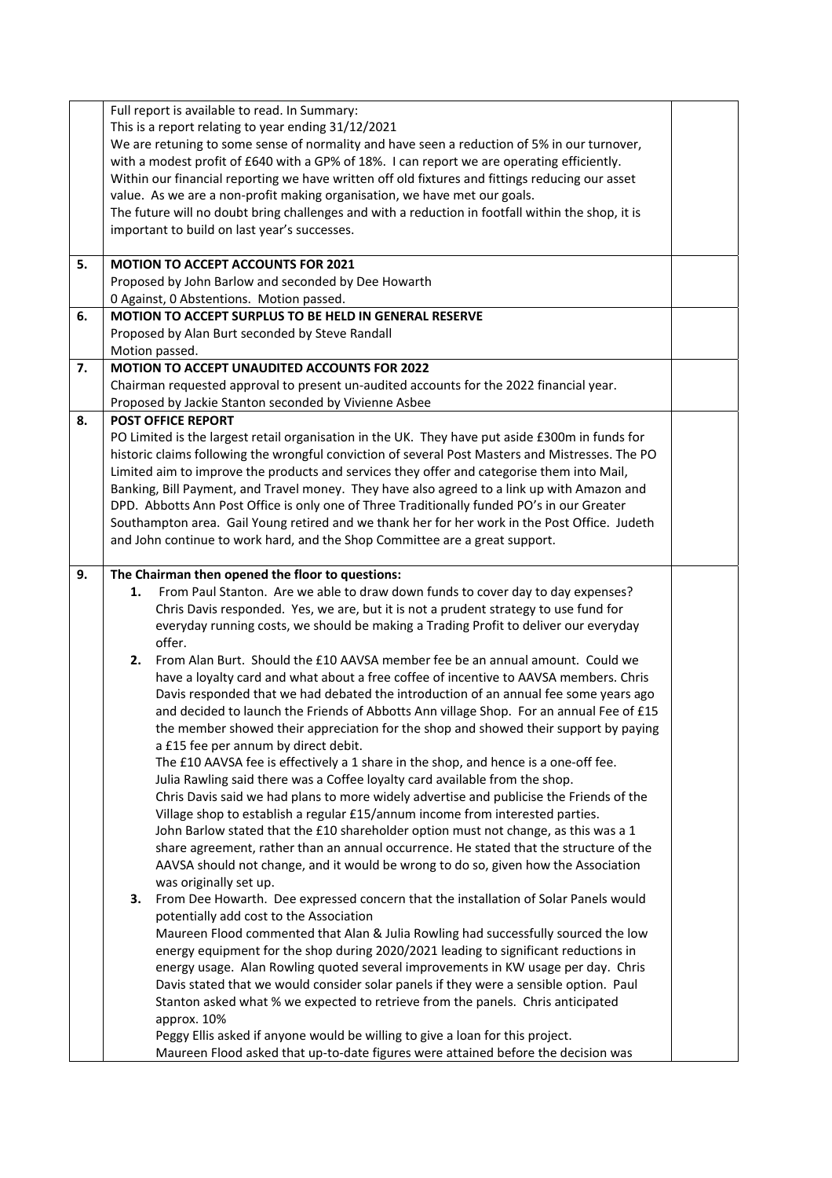| | | |
|---|---|---|
| | Full report is available to read. In Summary:<br>This is a report relating to year ending 31/12/2021<br>We are retuning to some sense of normality and have seen a reduction of 5% in our turnover, with a modest profit of £640 with a GP% of 18%. I can report we are operating efficiently. Within our financial reporting we have written off old fixtures and fittings reducing our asset value. As we are a non-profit making organisation, we have met our goals.<br>The future will no doubt bring challenges and with a reduction in footfall within the shop, it is important to build on last year's successes. | |
| **5.** | **MOTION TO ACCEPT ACCOUNTS FOR 2021**<br>Proposed by John Barlow and seconded by Dee Howarth<br>0 Against, 0 Abstentions. Motion passed. | |
| **6.** | **MOTION TO ACCEPT SURPLUS TO BE HELD IN GENERAL RESERVE**<br>Proposed by Alan Burt seconded by Steve Randall<br>Motion passed. | |
| **7.** | **MOTION TO ACCEPT UNAUDITED ACCOUNTS FOR 2022**<br>Chairman requested approval to present un-audited accounts for the 2022 financial year.<br>Proposed by Jackie Stanton seconded by Vivienne Asbee | |
| **8.** | **POST OFFICE REPORT**<br>PO Limited is the largest retail organisation in the UK. They have put aside £300m in funds for historic claims following the wrongful conviction of several Post Masters and Mistresses. The PO Limited aim to improve the products and services they offer and categorise them into Mail, Banking, Bill Payment, and Travel money. They have also agreed to a link up with Amazon and DPD. Abbotts Ann Post Office is only one of Three Traditionally funded PO's in our Greater Southampton area. Gail Young retired and we thank her for her work in the Post Office. Judeth and John continue to work hard, and the Shop Committee are a great support. | |
| **9.** | **The Chairman then opened the floor to questions:**<br>**1.** From Paul Stanton. Are we able to draw down funds to cover day to day expenses? Chris Davis responded. Yes, we are, but it is not a prudent strategy to use fund for everyday running costs, we should be making a Trading Profit to deliver our everyday offer.<br>**2.** From Alan Burt. Should the £10 AAVSA member fee be an annual amount. Could we have a loyalty card and what about a free coffee of incentive to AAVSA members. Chris Davis responded that we had debated the introduction of an annual fee some years ago and decided to launch the Friends of Abbotts Ann village Shop. For an annual Fee of £15 the member showed their appreciation for the shop and showed their support by paying a £15 fee per annum by direct debit.<br>The £10 AAVSA fee is effectively a 1 share in the shop, and hence is a one-off fee.<br>Julia Rawling said there was a Coffee loyalty card available from the shop.<br>Chris Davis said we had plans to more widely advertise and publicise the Friends of the Village shop to establish a regular £15/annum income from interested parties.<br>John Barlow stated that the £10 shareholder option must not change, as this was a 1 share agreement, rather than an annual occurrence. He stated that the structure of the AAVSA should not change, and it would be wrong to do so, given how the Association was originally set up.<br>**3.** From Dee Howarth. Dee expressed concern that the installation of Solar Panels would potentially add cost to the Association<br>Maureen Flood commented that Alan & Julia Rowling had successfully sourced the low energy equipment for the shop during 2020/2021 leading to significant reductions in energy usage. Alan Rowling quoted several improvements in KW usage per day. Chris Davis stated that we would consider solar panels if they were a sensible option. Paul Stanton asked what % we expected to retrieve from the panels. Chris anticipated approx. 10%<br>Peggy Ellis asked if anyone would be willing to give a loan for this project.<br>Maureen Flood asked that up-to-date figures were attained before the decision was | |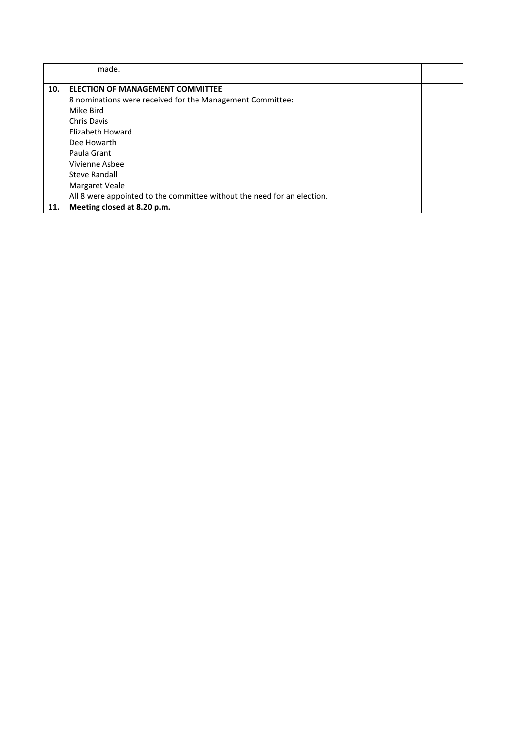| | | |
|---|---|---|
| | made. | |
| 10. | **ELECTION OF MANAGEMENT COMMITTEE**<br>8 nominations were received for the Management Committee:<br>Mike Bird<br>Chris Davis<br>Elizabeth Howard<br>Dee Howarth<br>Paula Grant<br>Vivienne Asbee<br>Steve Randall<br>Margaret Veale<br>All 8 were appointed to the committee without the need for an election. | |
| 11. | **Meeting closed at 8.20 p.m.** | |